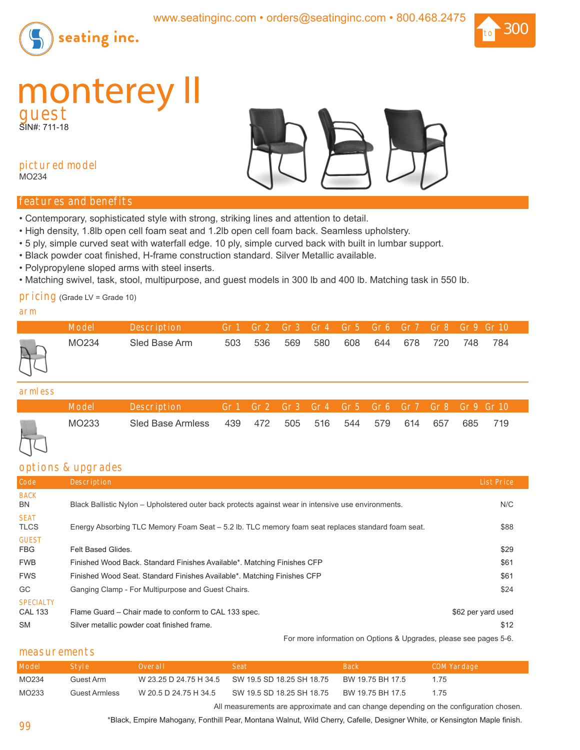www.seatinginc.com • orders@seatinginc.com • 800.468.2475

seating inc.

to 300

# monterey II

## guest

SIN#: 711-18

### pictured model

MO234

## features and benefits

- Contemporary, sophisticated style with strong, striking lines and attention to detail.
- High density, 1.8lb open cell foam seat and 1.2lb open cell foam back. Seamless upholstery.
- 5 ply, simple curved seat with waterfall edge. 10 ply, simple curved back with built in lumbar support.
- Black powder coat finished, H-frame construction standard. Silver Metallic available.
- Polypropylene sloped arms with steel inserts.
- Matching swivel, task, stool, multipurpose, and guest models in 300 lb and 400 lb. Matching task in 550 lb.

## pricing (Grade LV = Grade 10)

### arm

| Model | Description | Gr 1 | Gr 2 | Gr 3 | Gr 4 | Gr 5 | Gr 6 | Gr 7 | Gr 8 | Gr 9 | Gr 10 |
|---|---|---|---|---|---|---|---|---|---|---|---|
| MO234 | Sled Base Arm | 503 | 536 | 569 | 580 | 608 | 644 | 678 | 720 | 748 | 784 |

### armless

| Model | Description | Gr 1 | Gr 2 | Gr 3 | Gr 4 | Gr 5 | Gr 6 | Gr 7 | Gr 8 | Gr 9 | Gr 10 |
|---|---|---|---|---|---|---|---|---|---|---|---|
| MO233 | Sled Base Armless | 439 | 472 | 505 | 516 | 544 | 579 | 614 | 657 | 685 | 719 |

## options & upgrades

| Code | Description | List Price |
|---|---|---|
| BACK | | |
| BN | Black Ballistic Nylon – Upholstered outer back protects against wear in intensive use environments. | N/C |
| SEAT | | |
| TLCS | Energy Absorbing TLC Memory Foam Seat – 5.2 lb. TLC memory foam seat replaces standard foam seat. | $88 |
| GUEST | | |
| FBG | Felt Based Glides. | $29 |
| FWB | Finished Wood Back. Standard Finishes Available*. Matching Finishes CFP | $61 |
| FWS | Finished Wood Seat. Standard Finishes Available*. Matching Finishes CFP | $61 |
| GC | Ganging Clamp - For Multipurpose and Guest Chairs. | $24 |
| SPECIALTY | | |
| CAL 133 | Flame Guard – Chair made to conform to CAL 133 spec. | $62 per yard used |
| SM | Silver metallic powder coat finished frame. | $12 |

For more information on Options & Upgrades, please see pages 5-6.

## measurements

| Model | Style | Overall | Seat | Back | COM Yardage |
|---|---|---|---|---|---|
| MO234 | Guest Arm | W 23.25 D 24.75 H 34.5 | SW 19.5 SD 18.25 SH 18.75 | BW 19.75 BH 17.5 | 1.75 |
| MO233 | Guest Armless | W 20.5 D 24.75 H 34.5 | SW 19.5 SD 18.25 SH 18.75 | BW 19.75 BH 17.5 | 1.75 |

All measurements are approximate and can change depending on the configuration chosen.

*Black, Empire Mahogany, Fonthill Pear, Montana Walnut, Wild Cherry, Cafelle, Designer White, or Kensington Maple finish.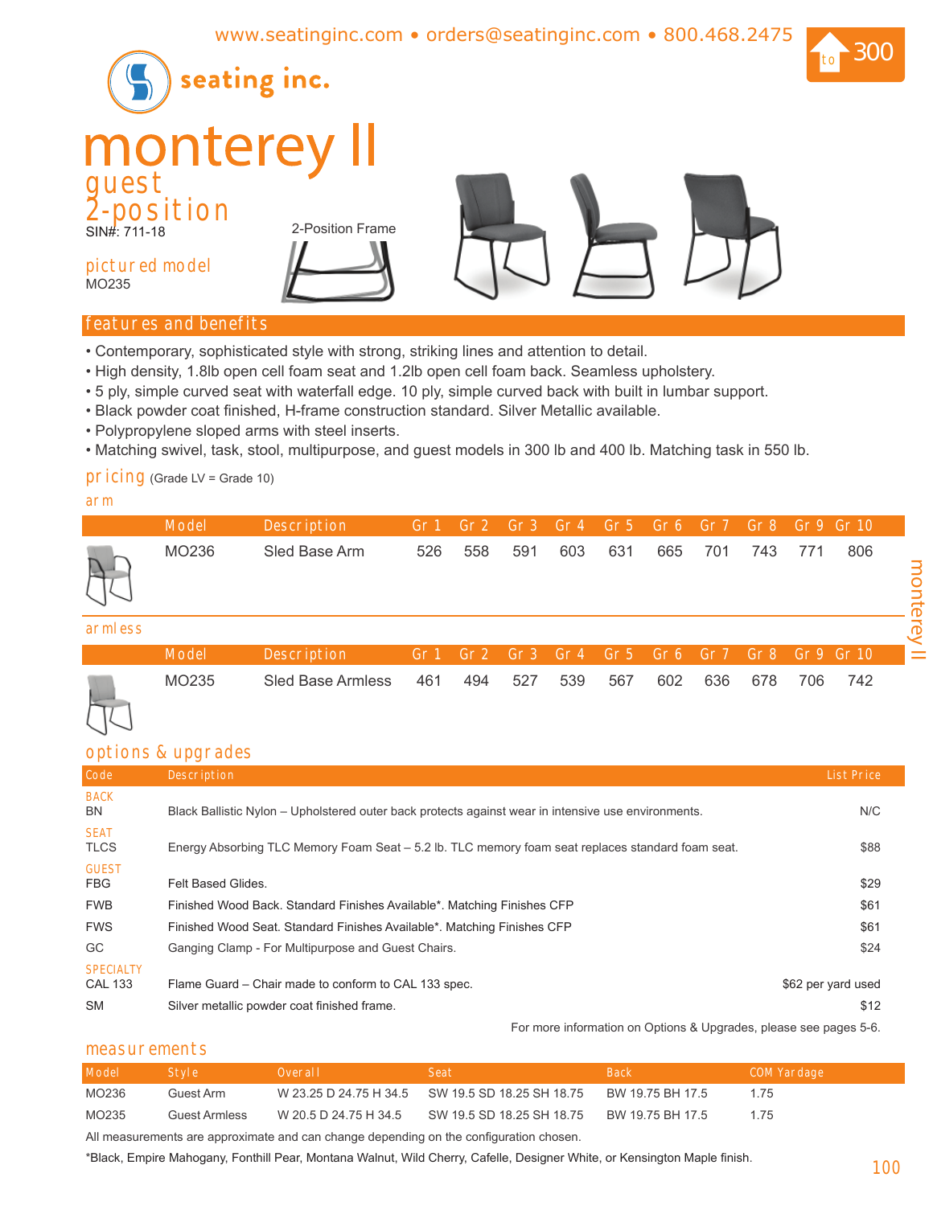www.seatinginc.com • orders@seatinginc.com • 800.468.2475

to 300

seating inc.

# monterey II

## guest 2-position

SIN#: 711-18

2-Position Frame

### pictured model

MO235

## features and benefits

- Contemporary, sophisticated style with strong, striking lines and attention to detail.
- High density, 1.8lb open cell foam seat and 1.2lb open cell foam back. Seamless upholstery.
- 5 ply, simple curved seat with waterfall edge. 10 ply, simple curved back with built in lumbar support.
- Black powder coat finished, H-frame construction standard. Silver Metallic available.
- Polypropylene sloped arms with steel inserts.
- Matching swivel, task, stool, multipurpose, and guest models in 300 lb and 400 lb. Matching task in 550 lb.

## pricing (Grade LV = Grade 10)

### arm

| Model | Description | Gr 1 | Gr 2 | Gr 3 | Gr 4 | Gr 5 | Gr 6 | Gr 7 | Gr 8 | Gr 9 | Gr 10 |
|---|---|---|---|---|---|---|---|---|---|---|---|
| MO236 | Sled Base Arm | 526 | 558 | 591 | 603 | 631 | 665 | 701 | 743 | 771 | 806 |

### armless

| Model | Description | Gr 1 | Gr 2 | Gr 3 | Gr 4 | Gr 5 | Gr 6 | Gr 7 | Gr 8 | Gr 9 | Gr 10 |
|---|---|---|---|---|---|---|---|---|---|---|---|
| MO235 | Sled Base Armless | 461 | 494 | 527 | 539 | 567 | 602 | 636 | 678 | 706 | 742 |

## options & upgrades

| Code | Description | List Price |
|---|---|---|
| BACK | | |
| BN | Black Ballistic Nylon – Upholstered outer back protects against wear in intensive use environments. | N/C |
| SEAT | | |
| TLCS | Energy Absorbing TLC Memory Foam Seat – 5.2 lb. TLC memory foam seat replaces standard foam seat. | $88 |
| GUEST | | |
| FBG | Felt Based Glides. | $29 |
| FWB | Finished Wood Back. Standard Finishes Available*. Matching Finishes CFP | $61 |
| FWS | Finished Wood Seat. Standard Finishes Available*. Matching Finishes CFP | $61 |
| GC | Ganging Clamp - For Multipurpose and Guest Chairs. | $24 |
| SPECIALTY | | |
| CAL 133 | Flame Guard – Chair made to conform to CAL 133 spec. | $62 per yard used |
| SM | Silver metallic powder coat finished frame. | $12 |

For more information on Options & Upgrades, please see pages 5-6.

## measurements

| Model | Style | Overall | Seat | Back | COM Yardage |
|---|---|---|---|---|---|
| MO236 | Guest Arm | W 23.25 D 24.75 H 34.5 | SW 19.5 SD 18.25 SH 18.75 | BW 19.75 BH 17.5 | 1.75 |
| MO235 | Guest Armless | W 20.5 D 24.75 H 34.5 | SW 19.5 SD 18.25 SH 18.75 | BW 19.75 BH 17.5 | 1.75 |

All measurements are approximate and can change depending on the configuration chosen.

*Black, Empire Mahogany, Fonthill Pear, Montana Walnut, Wild Cherry, Cafelle, Designer White, or Kensington Maple finish.